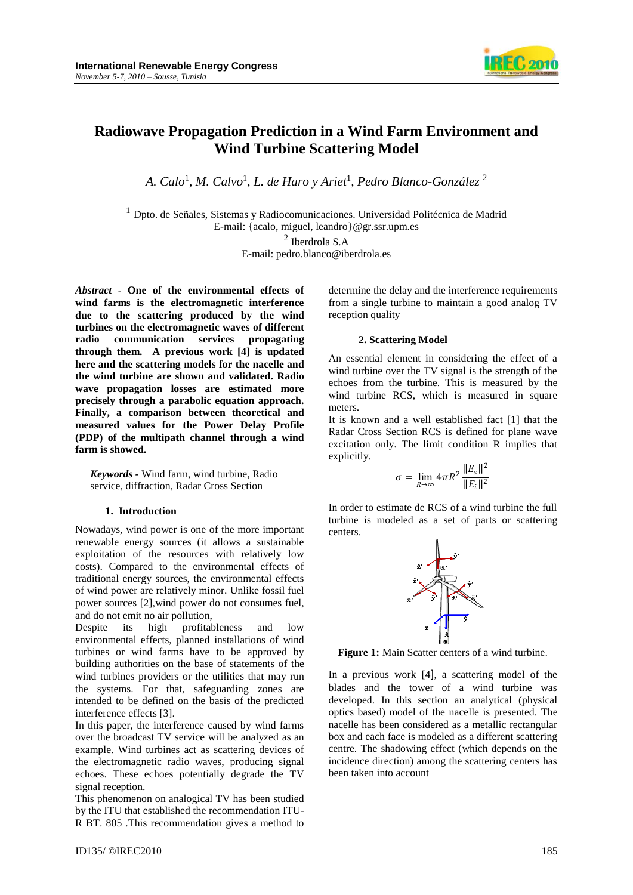# Radiowave Propagation Prediction in a Wind Farm Environment and Wind Turbine Scattering Model

*A. Calo*[1], *M. Calvo*[1], *L. de Haro y Ariet*[1], *Pedro Blanco-González* [2]

[1] Dpto. de Señales, Sistemas y Radiocomunicaciones. Universidad Politécnica de Madrid
E-mail: {acalo, miguel, leandro}@gr.ssr.upm.es

[2] Iberdrola S.A
E-mail: pedro.blanco@iberdrola.es

***Abstract*** - **One of the environmental effects of wind farms is the electromagnetic interference due to the scattering produced by the wind turbines on the electromagnetic waves of different radio communication services propagating through them. A previous work [4] is updated here and the scattering models for the nacelle and the wind turbine are shown and validated. Radio wave propagation losses are estimated more precisely through a parabolic equation approach. Finally, a comparison between theoretical and measured values for the Power Delay Profile (PDP) of the multipath channel through a wind farm is showed.**

***Keywords -*** Wind farm, wind turbine, Radio service, diffraction, Radar Cross Section

## 1. Introduction

Nowadays, wind power is one of the more important renewable energy sources (it allows a sustainable exploitation of the resources with relatively low costs). Compared to the environmental effects of traditional energy sources, the environmental effects of wind power are relatively minor. Unlike fossil fuel power sources [2],wind power do not consumes fuel, and do not emit no air pollution,

Despite its high profitableness and low environmental effects, planned installations of wind turbines or wind farms have to be approved by building authorities on the base of statements of the wind turbines providers or the utilities that may run the systems. For that, safeguarding zones are intended to be defined on the basis of the predicted interference effects [3].

In this paper, the interference caused by wind farms over the broadcast TV service will be analyzed as an example. Wind turbines act as scattering devices of the electromagnetic radio waves, producing signal echoes. These echoes potentially degrade the TV signal reception.

This phenomenon on analogical TV has been studied by the ITU that established the recommendation ITU-R BT. 805 .This recommendation gives a method to determine the delay and the interference requirements from a single turbine to maintain a good analog TV reception quality

## 2. Scattering Model

An essential element in considering the effect of a wind turbine over the TV signal is the strength of the echoes from the turbine. This is measured by the wind turbine RCS, which is measured in square meters.

It is known and a well established fact [1] that the Radar Cross Section RCS is defined for plane wave excitation only. The limit condition R implies that explicitly.

$$\sigma = \lim_{R\to\infty} 4\pi R^2 \frac{\|E_s\|^2}{\|E_i\|^2}$$

In order to estimate de RCS of a wind turbine the full turbine is modeled as a set of parts or scattering centers.

**Figure 1:** Main Scatter centers of a wind turbine.

In a previous work [4], a scattering model of the blades and the tower of a wind turbine was developed. In this section an analytical (physical optics based) model of the nacelle is presented. The nacelle has been considered as a metallic rectangular box and each face is modeled as a different scattering centre. The shadowing effect (which depends on the incidence direction) among the scattering centers has been taken into account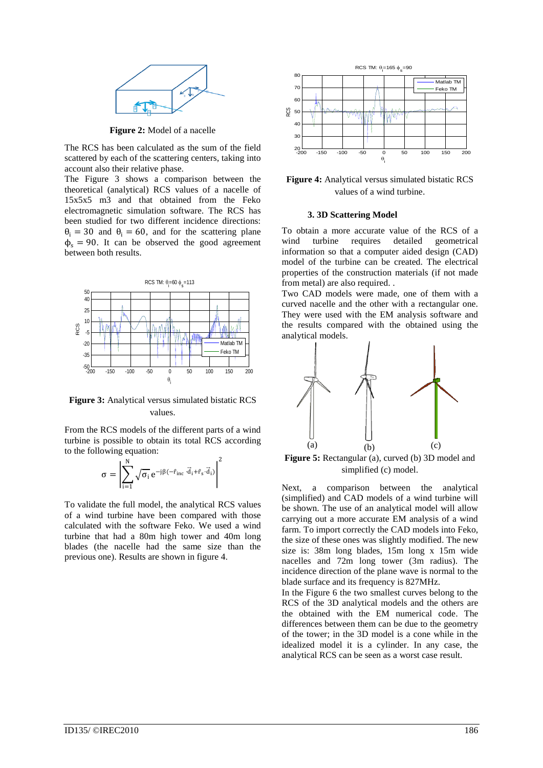Figure 2: Model of a nacelle

The RCS has been calculated as the sum of the field scattered by each of the scattering centers, taking into account also their relative phase.

The Figure 3 shows a comparison between the theoretical (analytical) RCS values of a nacelle of 15x5x5 m3 and that obtained from the Feko electromagnetic simulation software. The RCS has been studied for two different incidence directions: $\theta_i = 30$ and $\theta_i = 60$, and for the scattering plane $\phi_s = 90$. It can be observed the good agreement between both results.

RCS TM: $\theta_i$=60 $\phi_s$=113

RCS

$\theta_i$

50
40
25
10
-5
-20
-35
-50

-200
-150
-100
-50
0
50
100
150
200

Matlab TM
Feko TM

**Figure 3:** Analytical versus simulated bistatic RCS values.

From the RCS models of the different parts of a wind turbine is possible to obtain its total RCS according to the following equation:

$$\sigma = \left| \sum_{i=1}^{N} \sqrt{\sigma_i}\, e^{-j\beta(-\hat{r}_{inc} \cdot \vec{d}_i + \hat{r}_s \cdot \vec{d}_i)} \right|^2$$

To validate the full model, the analytical RCS values of a wind turbine have been compared with those calculated with the software Feko. We used a wind turbine that had a 80m high tower and 40m long blades (the nacelle had the same size than the previous one). Results are shown in figure 4.

RCS TM: $\theta_i$=165 $\phi_s$=90

RCS

$\theta_i$

80
70
60
50
40
30
20

-200
-150
-100
-50
0
50
100
150
200

Matlab TM
Feko TM

**Figure 4:** Analytical versus simulated bistatic RCS values of a wind turbine.

### 3. 3D Scattering Model

To obtain a more accurate value of the RCS of a wind turbine requires detailed geometrical information so that a computer aided design (CAD) model of the turbine can be created. The electrical properties of the construction materials (if not made from metal) are also required. .

Two CAD models were made, one of them with a curved nacelle and the other with a rectangular one. They were used with the EM analysis software and the results compared with the obtained using the analytical models.

(a) (b) (c)

**Figure 5:** Rectangular (a), curved (b) 3D model and simplified (c) model.

Next, a comparison between the analytical (simplified) and CAD models of a wind turbine will be shown. The use of an analytical model will allow carrying out a more accurate EM analysis of a wind farm. To import correctly the CAD models into Feko, the size of these ones was slightly modified. The new size is: 38m long blades, 15m long x 15m wide nacelles and 72m long tower (3m radius). The incidence direction of the plane wave is normal to the blade surface and its frequency is 827MHz.

In the Figure 6 the two smallest curves belong to the RCS of the 3D analytical models and the others are the obtained with the EM numerical code. The differences between them can be due to the geometry of the tower; in the 3D model is a cone while in the idealized model it is a cylinder. In any case, the analytical RCS can be seen as a worst case result.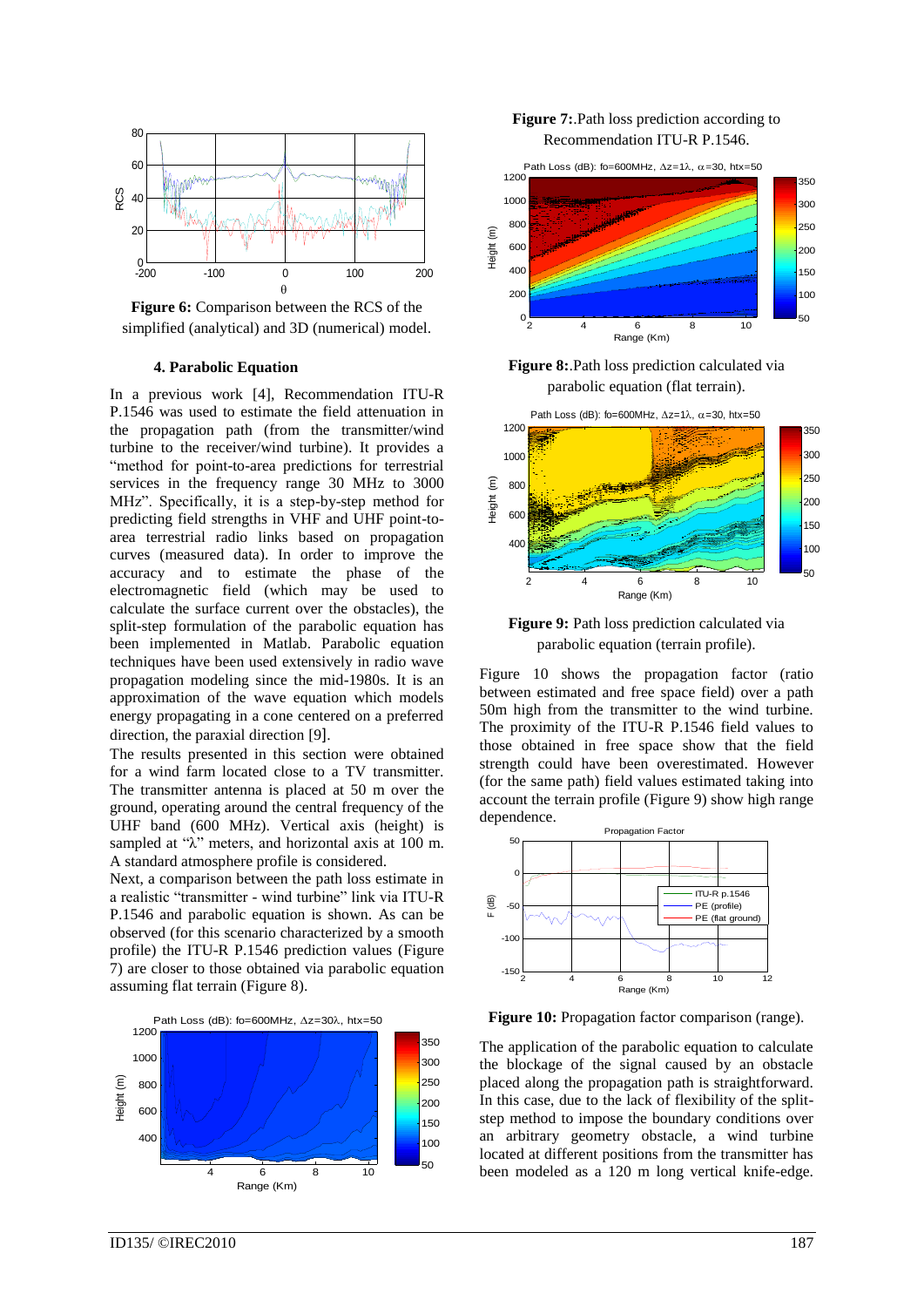80

60

RCS 40

20

0

-200 -100 0 100 200

θ

**Figure 6:** Comparison between the RCS of the simplified (analytical) and 3D (numerical) model.

### 4. Parabolic Equation

In a previous work [4], Recommendation ITU-R P.1546 was used to estimate the field attenuation in the propagation path (from the transmitter/wind turbine to the receiver/wind turbine). It provides a "method for point-to-area predictions for terrestrial services in the frequency range 30 MHz to 3000 MHz". Specifically, it is a step-by-step method for predicting field strengths in VHF and UHF point-to-area terrestrial radio links based on propagation curves (measured data). In order to improve the accuracy and to estimate the phase of the electromagnetic field (which may be used to calculate the surface current over the obstacles), the split-step formulation of the parabolic equation has been implemented in Matlab. Parabolic equation techniques have been used extensively in radio wave propagation modeling since the mid-1980s. It is an approximation of the wave equation which models energy propagating in a cone centered on a preferred direction, the paraxial direction [9].

The results presented in this section were obtained for a wind farm located close to a TV transmitter. The transmitter antenna is placed at 50 m over the ground, operating around the central frequency of the UHF band (600 MHz). Vertical axis (height) is sampled at "λ" meters, and horizontal axis at 100 m. A standard atmosphere profile is considered.

Next, a comparison between the path loss estimate in a realistic "transmitter - wind turbine" link via ITU-R P.1546 and parabolic equation is shown. As can be observed (for this scenario characterized by a smooth profile) the ITU-R P.1546 prediction values (Figure 7) are closer to those obtained via parabolic equation assuming flat terrain (Figure 8).

Path Loss (dB): fo=600MHz, Δz=30λ, htx=50

Height (m)

1200
1000
800
600
400

4 6 8 10

Range (Km)

350
300
250
200
150
100
50

**Figure 7:**.Path loss prediction according to Recommendation ITU-R P.1546.

Path Loss (dB): fo=600MHz, Δz=1λ, α=30, htx=50

Height (m)

1200
1000
800
600
400
200
0

2 4 6 8 10

Range (Km)

350
300
250
200
150
100
50

**Figure 8:**.Path loss prediction calculated via parabolic equation (flat terrain).

Path Loss (dB): fo=600MHz, Δz=1λ, α=30, htx=50

Height (m)

1200
1000
800
600
400

2 4 6 8 10

Range (Km)

350
300
250
200
150
100
50

**Figure 9:** Path loss prediction calculated via parabolic equation (terrain profile).

Figure 10 shows the propagation factor (ratio between estimated and free space field) over a path 50m high from the transmitter to the wind turbine. The proximity of the ITU-R P.1546 field values to those obtained in free space show that the field strength could have been overestimated. However (for the same path) field values estimated taking into account the terrain profile (Figure 9) show high range dependence.

Propagation Factor

F (dB)

50
0
-50
-100
-150

2 4 6 8 10 12

Range (Km)

ITU-R p.1546
PE (profile)
PE (flat ground)

**Figure 10:** Propagation factor comparison (range).

The application of the parabolic equation to calculate the blockage of the signal caused by an obstacle placed along the propagation path is straightforward. In this case, due to the lack of flexibility of the split-step method to impose the boundary conditions over an arbitrary geometry obstacle, a wind turbine located at different positions from the transmitter has been modeled as a 120 m long vertical knife-edge.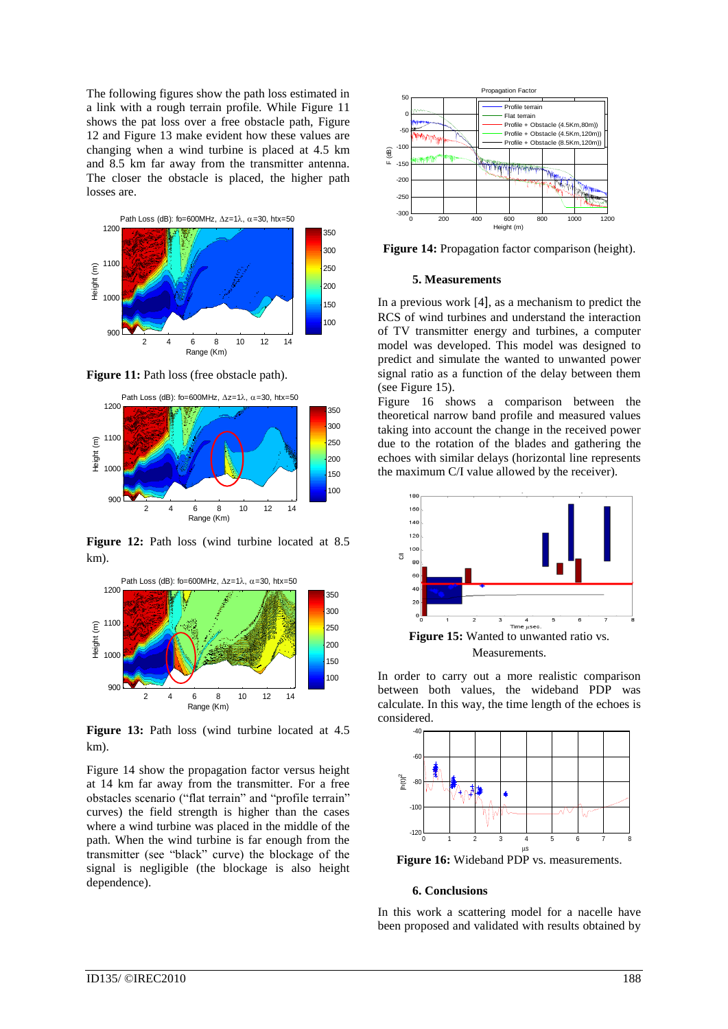The following figures show the path loss estimated in a link with a rough terrain profile. While Figure 11 shows the pat loss over a free obstacle path, Figure 12 and Figure 13 make evident how these values are changing when a wind turbine is placed at 4.5 km and 8.5 km far away from the transmitter antenna. The closer the obstacle is placed, the higher path losses are.

Path Loss (dB): fo=600MHz, Δz=1λ, α=30, htx=50

**Figure 11:** Path loss (free obstacle path).

Path Loss (dB): fo=600MHz, Δz=1λ, α=30, htx=50

**Figure 12:** Path loss (wind turbine located at 8.5 km).

Path Loss (dB): fo=600MHz, Δz=1λ, α=30, htx=50

**Figure 13:** Path loss (wind turbine located at 4.5 km).

Figure 14 show the propagation factor versus height at 14 km far away from the transmitter. For a free obstacles scenario ("flat terrain" and "profile terrain" curves) the field strength is higher than the cases where a wind turbine was placed in the middle of the path. When the wind turbine is far enough from the transmitter (see "black" curve) the blockage of the signal is negligible (the blockage is also height dependence).

Propagation Factor

**Figure 14:** Propagation factor comparison (height).

### 5. Measurements

In a previous work [4], as a mechanism to predict the RCS of wind turbines and understand the interaction of TV transmitter energy and turbines, a computer model was developed. This model was designed to predict and simulate the wanted to unwanted power signal ratio as a function of the delay between them (see Figure 15).

Figure 16 shows a comparison between the theoretical narrow band profile and measured values taking into account the change in the received power due to the rotation of the blades and gathering the echoes with similar delays (horizontal line represents the maximum C/I value allowed by the receiver).

**Figure 15:** Wanted to unwanted ratio vs. Measurements.

In order to carry out a more realistic comparison between both values, the wideband PDP was calculate. In this way, the time length of the echoes is considered.

**Figure 16:** Wideband PDP vs. measurements.

### 6. Conclusions

In this work a scattering model for a nacelle have been proposed and validated with results obtained by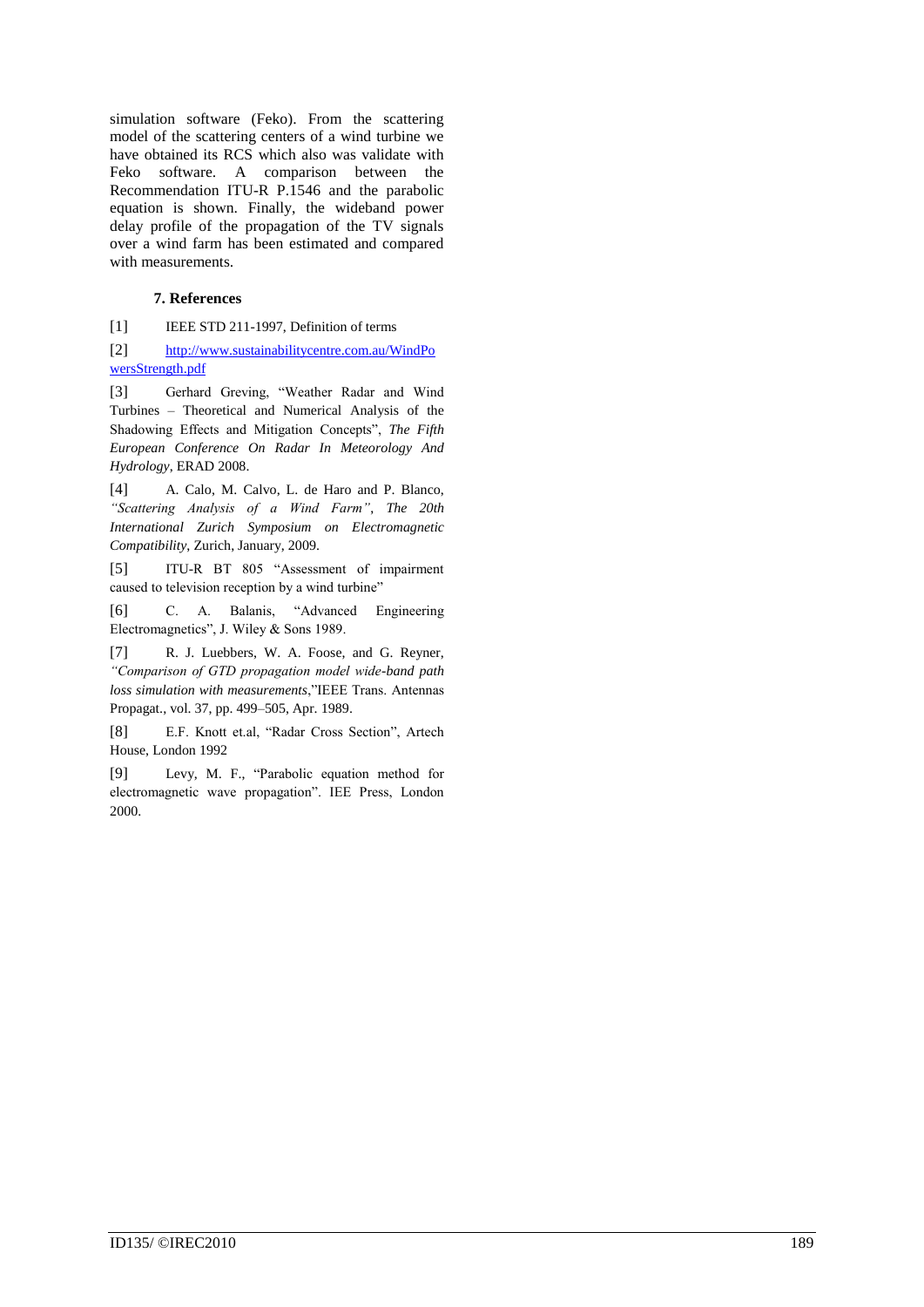simulation software (Feko). From the scattering model of the scattering centers of a wind turbine we have obtained its RCS which also was validate with Feko software. A comparison between the Recommendation ITU-R P.1546 and the parabolic equation is shown. Finally, the wideband power delay profile of the propagation of the TV signals over a wind farm has been estimated and compared with measurements.

## 7. References

[1] IEEE STD 211-1997, Definition of terms

[2] http://www.sustainabilitycentre.com.au/WindPowersStrength.pdf

[3] Gerhard Greving, "Weather Radar and Wind Turbines – Theoretical and Numerical Analysis of the Shadowing Effects and Mitigation Concepts", *The Fifth European Conference On Radar In Meteorology And Hydrology*, ERAD 2008.

[4] A. Calo, M. Calvo, L. de Haro and P. Blanco, *"Scattering Analysis of a Wind Farm"*, *The 20th International Zurich Symposium on Electromagnetic Compatibility*, Zurich, January, 2009.

[5] ITU-R BT 805 "Assessment of impairment caused to television reception by a wind turbine"

[6] C. A. Balanis, "Advanced Engineering Electromagnetics", J. Wiley & Sons 1989.

[7] R. J. Luebbers, W. A. Foose, and G. Reyner, *"Comparison of GTD propagation model wide-band path loss simulation with measurements*,"IEEE Trans. Antennas Propagat., vol. 37, pp. 499–505, Apr. 1989.

[8] E.F. Knott et.al, "Radar Cross Section", Artech House, London 1992

[9] Levy, M. F., "Parabolic equation method for electromagnetic wave propagation". IEE Press, London 2000.